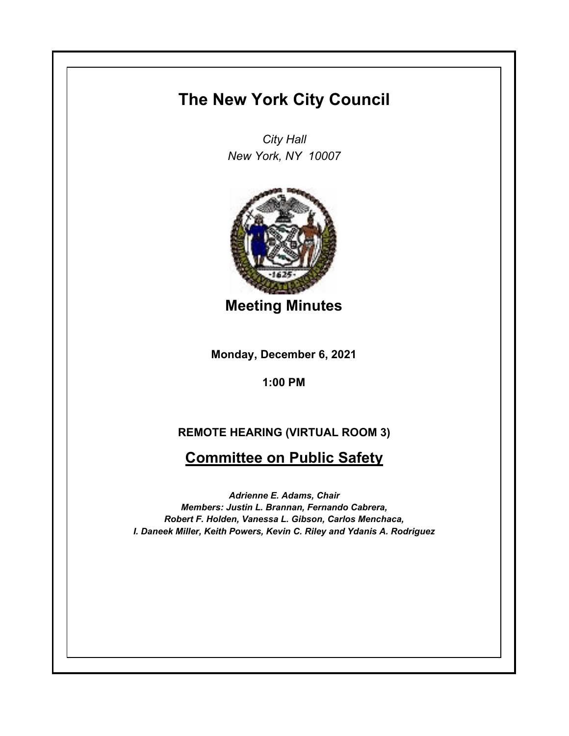# The New York City Council

*City Hall*
*New York, NY 10007*

## Meeting Minutes

**Monday, December 6, 2021**

**1:00 PM**

**REMOTE HEARING (VIRTUAL ROOM 3)**

## Committee on Public Safety

***Adrienne E. Adams, Chair***
***Members: Justin L. Brannan, Fernando Cabrera, Robert F. Holden, Vanessa L. Gibson, Carlos Menchaca, I. Daneek Miller, Keith Powers, Kevin C. Riley and Ydanis A. Rodriguez***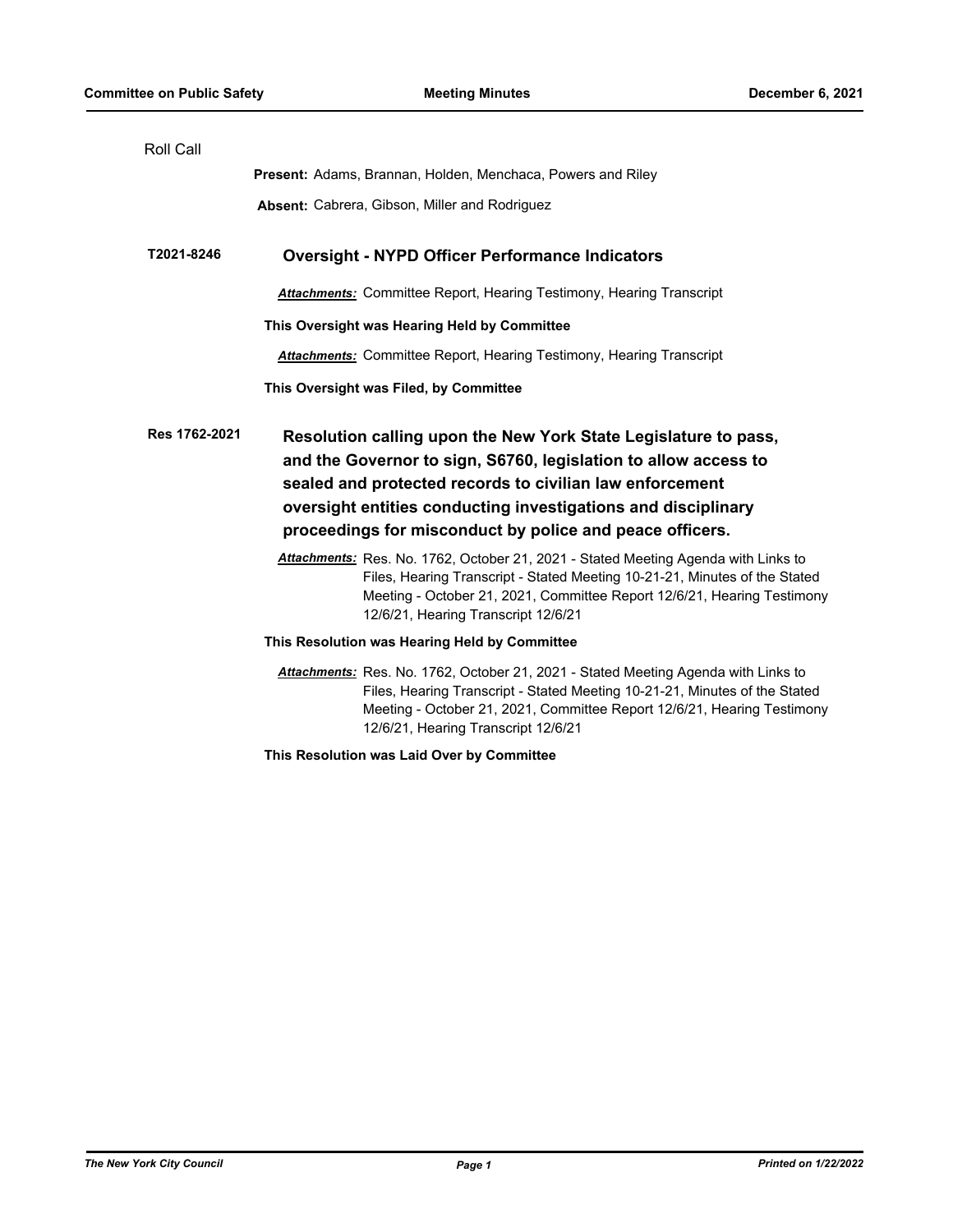Roll Call

**Present:** Adams, Brannan, Holden, Menchaca, Powers and Riley

**Absent:** Cabrera, Gibson, Miller and Rodriguez

**T2021-8246** **Oversight - NYPD Officer Performance Indicators**

***Attachments:*** Committee Report, Hearing Testimony, Hearing Transcript

**This Oversight was Hearing Held by Committee**

***Attachments:*** Committee Report, Hearing Testimony, Hearing Transcript

**This Oversight was Filed, by Committee**

**Res 1762-2021** **Resolution calling upon the New York State Legislature to pass, and the Governor to sign, S6760, legislation to allow access to sealed and protected records to civilian law enforcement oversight entities conducting investigations and disciplinary proceedings for misconduct by police and peace officers.**

***Attachments:*** Res. No. 1762, October 21, 2021 - Stated Meeting Agenda with Links to Files, Hearing Transcript - Stated Meeting 10-21-21, Minutes of the Stated Meeting - October 21, 2021, Committee Report 12/6/21, Hearing Testimony 12/6/21, Hearing Transcript 12/6/21

**This Resolution was Hearing Held by Committee**

***Attachments:*** Res. No. 1762, October 21, 2021 - Stated Meeting Agenda with Links to Files, Hearing Transcript - Stated Meeting 10-21-21, Minutes of the Stated Meeting - October 21, 2021, Committee Report 12/6/21, Hearing Testimony 12/6/21, Hearing Transcript 12/6/21

**This Resolution was Laid Over by Committee**